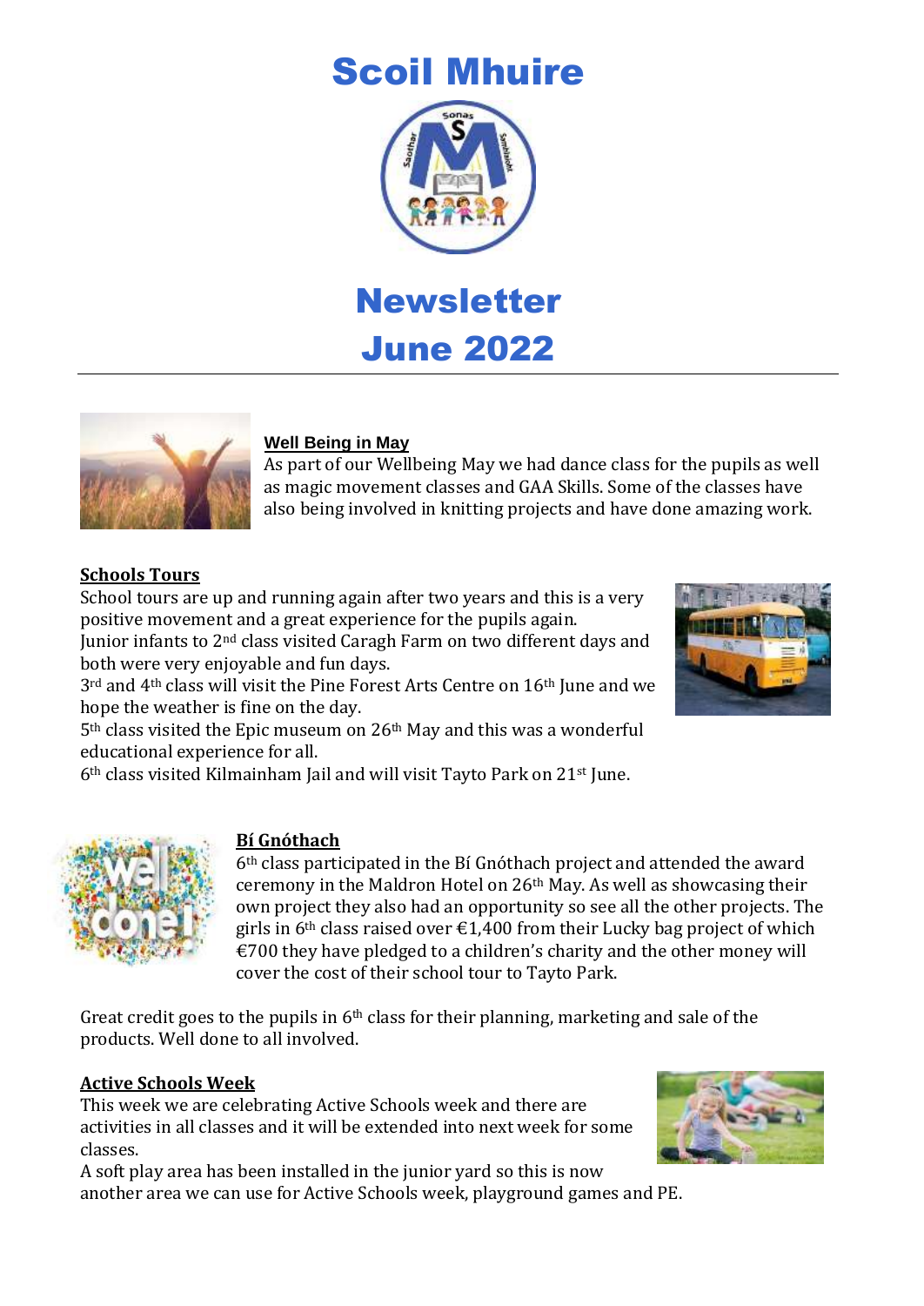# Scoil Mhuire

# Newsletter June 2022

## Well Being in May

As part of our Wellbeing May we had dance class for the pupils as well as magic movement classes and GAA Skills. Some of the classes have also being involved in knitting projects and have done amazing work.

## Schools Tours

School tours are up and running again after two years and this is a very positive movement and a great experience for the pupils again.

Junior infants to 2nd class visited Caragh Farm on two different days and both were very enjoyable and fun days.

3rd and 4th class will visit the Pine Forest Arts Centre on 16th June and we hope the weather is fine on the day.

5th class visited the Epic museum on 26th May and this was a wonderful educational experience for all.

6th class visited Kilmainham Jail and will visit Tayto Park on 21st June.

## Bí Gnóthach

6th class participated in the Bí Gnóthach project and attended the award ceremony in the Maldron Hotel on 26th May. As well as showcasing their own project they also had an opportunity so see all the other projects. The girls in 6th class raised over €1,400 from their Lucky bag project of which €700 they have pledged to a children's charity and the other money will cover the cost of their school tour to Tayto Park.

Great credit goes to the pupils in 6th class for their planning, marketing and sale of the products. Well done to all involved.

## Active Schools Week

This week we are celebrating Active Schools week and there are activities in all classes and it will be extended into next week for some classes.

A soft play area has been installed in the junior yard so this is now another area we can use for Active Schools week, playground games and PE.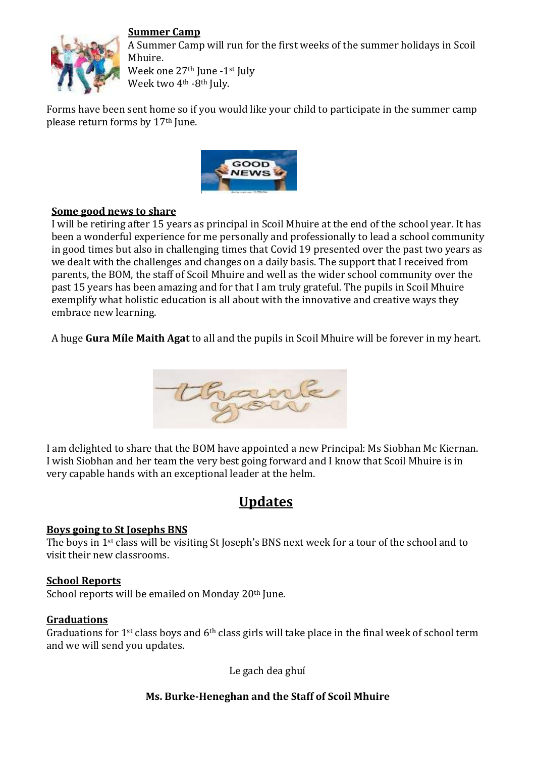**Summer Camp**

A Summer Camp will run for the first weeks of the summer holidays in Scoil Mhuire.
Week one 27th June -1st July
Week two 4th -8th July.

Forms have been sent home so if you would like your child to participate in the summer camp please return forms by 17th June.

**Some good news to share**

I will be retiring after 15 years as principal in Scoil Mhuire at the end of the school year. It has been a wonderful experience for me personally and professionally to lead a school community in good times but also in challenging times that Covid 19 presented over the past two years as we dealt with the challenges and changes on a daily basis. The support that I received from parents, the BOM, the staff of Scoil Mhuire and well as the wider school community over the past 15 years has been amazing and for that I am truly grateful. The pupils in Scoil Mhuire exemplify what holistic education is all about with the innovative and creative ways they embrace new learning.

A huge **Gura Míle Maith Agat** to all and the pupils in Scoil Mhuire will be forever in my heart.

I am delighted to share that the BOM have appointed a new Principal: Ms Siobhan Mc Kiernan. I wish Siobhan and her team the very best going forward and I know that Scoil Mhuire is in very capable hands with an exceptional leader at the helm.

## Updates

**Boys going to St Josephs BNS**

The boys in 1st class will be visiting St Joseph's BNS next week for a tour of the school and to visit their new classrooms.

**School Reports**

School reports will be emailed on Monday 20th June.

**Graduations**

Graduations for 1st class boys and 6th class girls will take place in the final week of school term and we will send you updates.

Le gach dea ghuí

**Ms. Burke-Heneghan and the Staff of Scoil Mhuire**